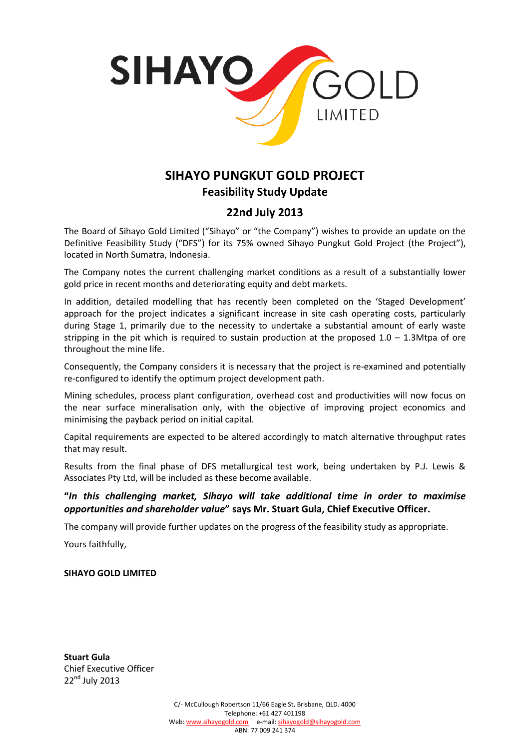SIHAYO GOLD LIMITED

# SIHAYO PUNGKUT GOLD PROJECT

## Feasibility Study Update

## 22nd July 2013

The Board of Sihayo Gold Limited ("Sihayo" or "the Company") wishes to provide an update on the Definitive Feasibility Study ("DFS") for its 75% owned Sihayo Pungkut Gold Project (the Project"), located in North Sumatra, Indonesia.

The Company notes the current challenging market conditions as a result of a substantially lower gold price in recent months and deteriorating equity and debt markets.

In addition, detailed modelling that has recently been completed on the 'Staged Development' approach for the project indicates a significant increase in site cash operating costs, particularly during Stage 1, primarily due to the necessity to undertake a substantial amount of early waste stripping in the pit which is required to sustain production at the proposed 1.0 – 1.3Mtpa of ore throughout the mine life.

Consequently, the Company considers it is necessary that the project is re-examined and potentially re-configured to identify the optimum project development path.

Mining schedules, process plant configuration, overhead cost and productivities will now focus on the near surface mineralisation only, with the objective of improving project economics and minimising the payback period on initial capital.

Capital requirements are expected to be altered accordingly to match alternative throughput rates that may result.

Results from the final phase of DFS metallurgical test work, being undertaken by P.J. Lewis & Associates Pty Ltd, will be included as these become available.

**"*In this challenging market, Sihayo will take additional time in order to maximise opportunities and shareholder value*" says Mr. Stuart Gula, Chief Executive Officer.**

The company will provide further updates on the progress of the feasibility study as appropriate.

Yours faithfully,

**SIHAYO GOLD LIMITED**

**Stuart Gula**
Chief Executive Officer
22nd July 2013

C/- McCullough Robertson 11/66 Eagle St, Brisbane, QLD. 4000
Telephone: +61 427 401198
Web: www.sihayogold.com e-mail: sihayogold@sihayogold.com
ABN: 77 009 241 374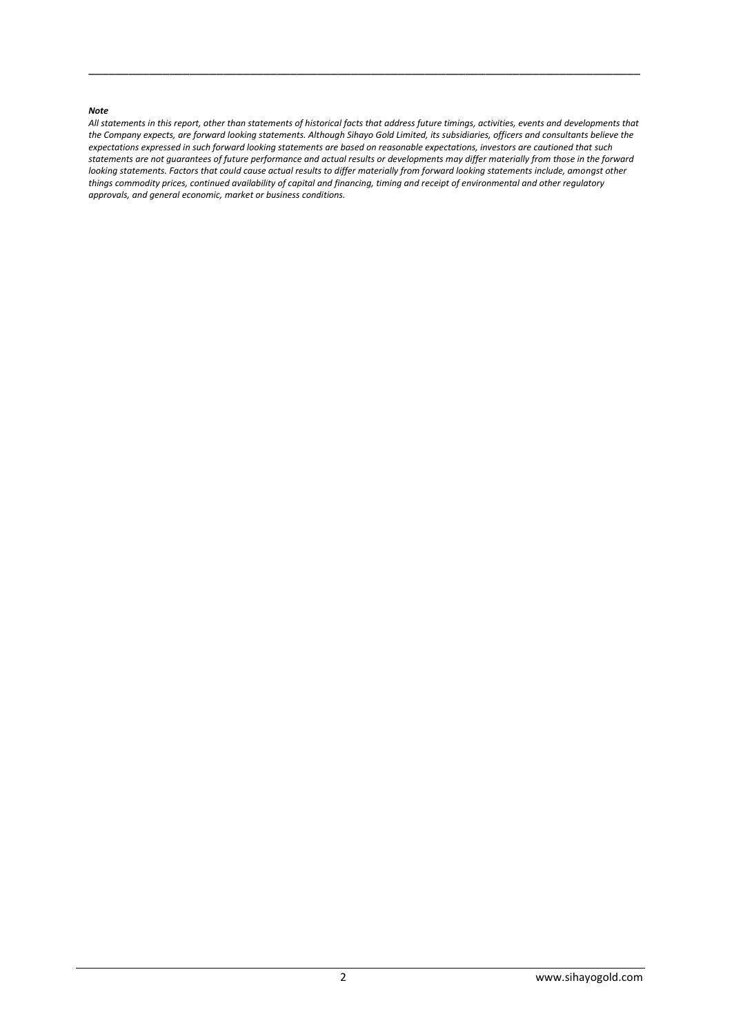***Note***

*All statements in this report, other than statements of historical facts that address future timings, activities, events and developments that the Company expects, are forward looking statements. Although Sihayo Gold Limited, its subsidiaries, officers and consultants believe the expectations expressed in such forward looking statements are based on reasonable expectations, investors are cautioned that such statements are not guarantees of future performance and actual results or developments may differ materially from those in the forward looking statements. Factors that could cause actual results to differ materially from forward looking statements include, amongst other things commodity prices, continued availability of capital and financing, timing and receipt of environmental and other regulatory approvals, and general economic, market or business conditions.*